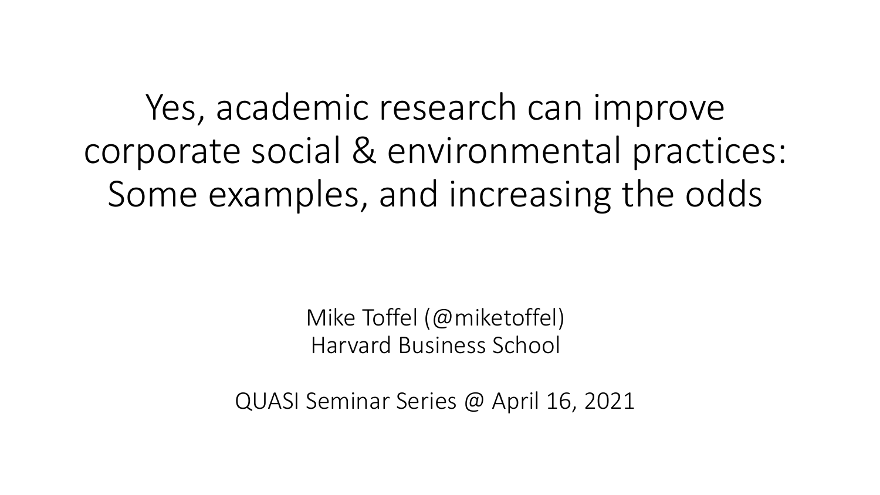# Yes, academic research can improve corporate social & environmental practices: Some examples, and increasing the odds

Mike Toffel (@miketoffel)
Harvard Business School

QUASI Seminar Series @ April 16, 2021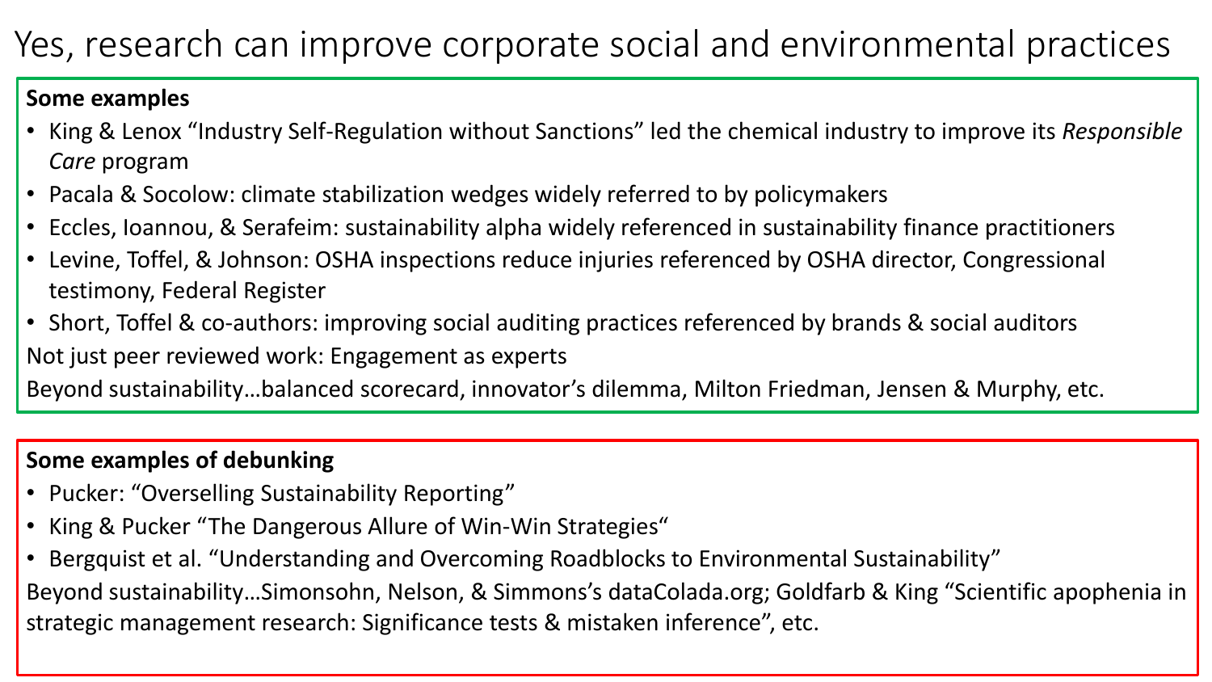# Yes, research can improve corporate social and environmental practices

**Some examples**

- King & Lenox "Industry Self-Regulation without Sanctions" led the chemical industry to improve its *Responsible Care* program
- Pacala & Socolow: climate stabilization wedges widely referred to by policymakers
- Eccles, Ioannou, & Serafeim: sustainability alpha widely referenced in sustainability finance practitioners
- Levine, Toffel, & Johnson: OSHA inspections reduce injuries referenced by OSHA director, Congressional testimony, Federal Register
- Short, Toffel & co-authors: improving social auditing practices referenced by brands & social auditors

Not just peer reviewed work: Engagement as experts

Beyond sustainability…balanced scorecard, innovator's dilemma, Milton Friedman, Jensen & Murphy, etc.

**Some examples of debunking**

- Pucker: "Overselling Sustainability Reporting"
- King & Pucker "The Dangerous Allure of Win-Win Strategies"
- Bergquist et al. "Understanding and Overcoming Roadblocks to Environmental Sustainability"

Beyond sustainability…Simonsohn, Nelson, & Simmons's dataColada.org; Goldfarb & King "Scientific apophenia in strategic management research: Significance tests & mistaken inference", etc.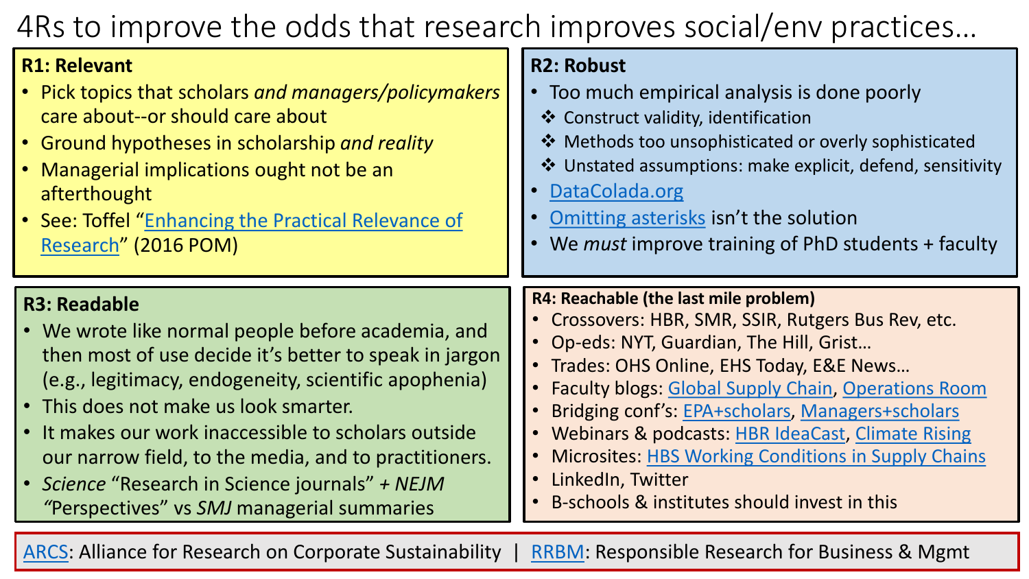# 4Rs to improve the odds that research improves social/env practices…

## R1: Relevant

- Pick topics that scholars *and managers/policymakers* care about--or should care about
- Ground hypotheses in scholarship *and reality*
- Managerial implications ought not be an afterthought
- See: Toffel "Enhancing the Practical Relevance of Research" (2016 POM)

## R2: Robust

- Too much empirical analysis is done poorly
  - Construct validity, identification
  - Methods too unsophisticated or overly sophisticated
  - Unstated assumptions: make explicit, defend, sensitivity
- DataColada.org
- Omitting asterisks isn't the solution
- We *must* improve training of PhD students + faculty

## R3: Readable

- We wrote like normal people before academia, and then most of use decide it's better to speak in jargon (e.g., legitimacy, endogeneity, scientific apophenia)
- This does not make us look smarter.
- It makes our work inaccessible to scholars outside our narrow field, to the media, and to practitioners.
- *Science* "Research in Science journals" + *NEJM "*Perspectives" vs *SMJ* managerial summaries

## R4: Reachable (the last mile problem)

- Crossovers: HBR, SMR, SSIR, Rutgers Bus Rev, etc.
- Op-eds: NYT, Guardian, The Hill, Grist…
- Trades: OHS Online, EHS Today, E&E News…
- Faculty blogs: Global Supply Chain, Operations Room
- Bridging conf's: EPA+scholars, Managers+scholars
- Webinars & podcasts: HBR IdeaCast, Climate Rising
- Microsites: HBS Working Conditions in Supply Chains
- LinkedIn, Twitter
- B-schools & institutes should invest in this

ARCS: Alliance for Research on Corporate Sustainability | RRBM: Responsible Research for Business & Mgmt